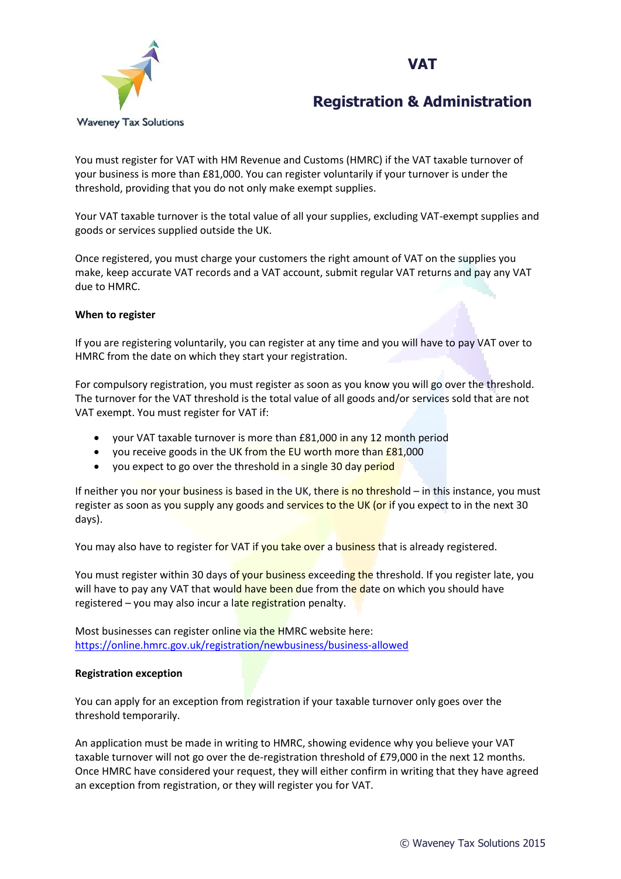Waveney Tax Solutions

# VAT

## Registration & Administration

You must register for VAT with HM Revenue and Customs (HMRC) if the VAT taxable turnover of your business is more than £81,000. You can register voluntarily if your turnover is under the threshold, providing that you do not only make exempt supplies.

Your VAT taxable turnover is the total value of all your supplies, excluding VAT-exempt supplies and goods or services supplied outside the UK.

Once registered, you must charge your customers the right amount of VAT on the supplies you make, keep accurate VAT records and a VAT account, submit regular VAT returns and pay any VAT due to HMRC.

**When to register**

If you are registering voluntarily, you can register at any time and you will have to pay VAT over to HMRC from the date on which they start your registration.

For compulsory registration, you must register as soon as you know you will go over the threshold. The turnover for the VAT threshold is the total value of all goods and/or services sold that are not VAT exempt. You must register for VAT if:

- your VAT taxable turnover is more than £81,000 in any 12 month period
- you receive goods in the UK from the EU worth more than £81,000
- you expect to go over the threshold in a single 30 day period

If neither you nor your business is based in the UK, there is no threshold – in this instance, you must register as soon as you supply any goods and services to the UK (or if you expect to in the next 30 days).

You may also have to register for VAT if you take over a business that is already registered.

You must register within 30 days of your business exceeding the threshold. If you register late, you will have to pay any VAT that would have been due from the date on which you should have registered – you may also incur a late registration penalty.

Most businesses can register online via the HMRC website here:
https://online.hmrc.gov.uk/registration/newbusiness/business-allowed

**Registration exception**

You can apply for an exception from registration if your taxable turnover only goes over the threshold temporarily.

An application must be made in writing to HMRC, showing evidence why you believe your VAT taxable turnover will not go over the de-registration threshold of £79,000 in the next 12 months. Once HMRC have considered your request, they will either confirm in writing that they have agreed an exception from registration, or they will register you for VAT.

© Waveney Tax Solutions 2015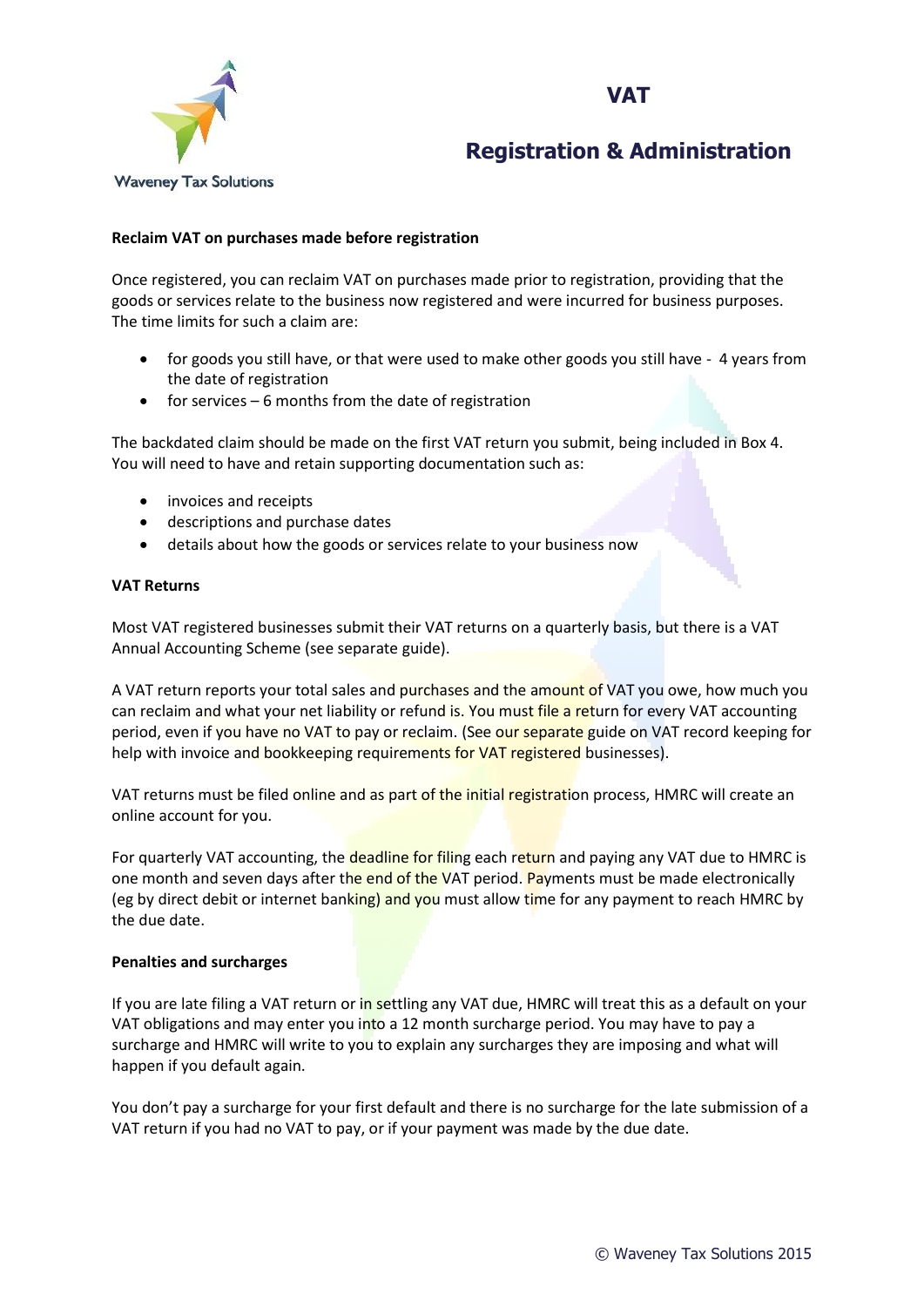# VAT

## Registration & Administration

**Reclaim VAT on purchases made before registration**

Once registered, you can reclaim VAT on purchases made prior to registration, providing that the goods or services relate to the business now registered and were incurred for business purposes. The time limits for such a claim are:

- for goods you still have, or that were used to make other goods you still have - 4 years from the date of registration
- for services – 6 months from the date of registration

The backdated claim should be made on the first VAT return you submit, being included in Box 4. You will need to have and retain supporting documentation such as:

- invoices and receipts
- descriptions and purchase dates
- details about how the goods or services relate to your business now

**VAT Returns**

Most VAT registered businesses submit their VAT returns on a quarterly basis, but there is a VAT Annual Accounting Scheme (see separate guide).

A VAT return reports your total sales and purchases and the amount of VAT you owe, how much you can reclaim and what your net liability or refund is. You must file a return for every VAT accounting period, even if you have no VAT to pay or reclaim. (See our separate guide on VAT record keeping for help with invoice and bookkeeping requirements for VAT registered businesses).

VAT returns must be filed online and as part of the initial registration process, HMRC will create an online account for you.

For quarterly VAT accounting, the deadline for filing each return and paying any VAT due to HMRC is one month and seven days after the end of the VAT period. Payments must be made electronically (eg by direct debit or internet banking) and you must allow time for any payment to reach HMRC by the due date.

**Penalties and surcharges**

If you are late filing a VAT return or in settling any VAT due, HMRC will treat this as a default on your VAT obligations and may enter you into a 12 month surcharge period. You may have to pay a surcharge and HMRC will write to you to explain any surcharges they are imposing and what will happen if you default again.

You don't pay a surcharge for your first default and there is no surcharge for the late submission of a VAT return if you had no VAT to pay, or if your payment was made by the due date.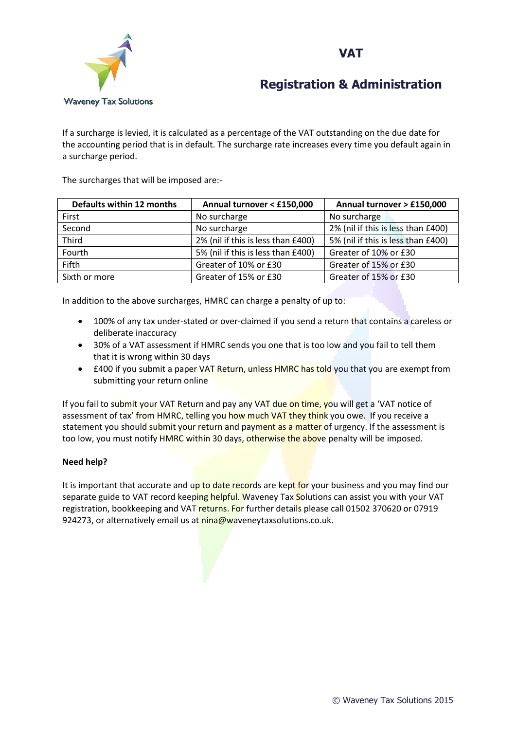# VAT

## Registration & Administration

If a surcharge is levied, it is calculated as a percentage of the VAT outstanding on the due date for the accounting period that is in default. The surcharge rate increases every time you default again in a surcharge period.

The surcharges that will be imposed are:-

| Defaults within 12 months | Annual turnover < £150,000 | Annual turnover > £150,000 |
|---|---|---|
| First | No surcharge | No surcharge |
| Second | No surcharge | 2% (nil if this is less than £400) |
| Third | 2% (nil if this is less than £400) | 5% (nil if this is less than £400) |
| Fourth | 5% (nil if this is less than £400) | Greater of 10% or £30 |
| Fifth | Greater of 10% or £30 | Greater of 15% or £30 |
| Sixth or more | Greater of 15% or £30 | Greater of 15% or £30 |

In addition to the above surcharges, HMRC can charge a penalty of up to:

- 100% of any tax under-stated or over-claimed if you send a return that contains a careless or deliberate inaccuracy
- 30% of a VAT assessment if HMRC sends you one that is too low and you fail to tell them that it is wrong within 30 days
- £400 if you submit a paper VAT Return, unless HMRC has told you that you are exempt from submitting your return online

If you fail to submit your VAT Return and pay any VAT due on time, you will get a 'VAT notice of assessment of tax' from HMRC, telling you how much VAT they think you owe. If you receive a statement you should submit your return and payment as a matter of urgency. If the assessment is too low, you must notify HMRC within 30 days, otherwise the above penalty will be imposed.

**Need help?**

It is important that accurate and up to date records are kept for your business and you may find our separate guide to VAT record keeping helpful. Waveney Tax Solutions can assist you with your VAT registration, bookkeeping and VAT returns. For further details please call 01502 370620 or 07919 924273, or alternatively email us at nina@waveneytaxsolutions.co.uk.

© Waveney Tax Solutions 2015